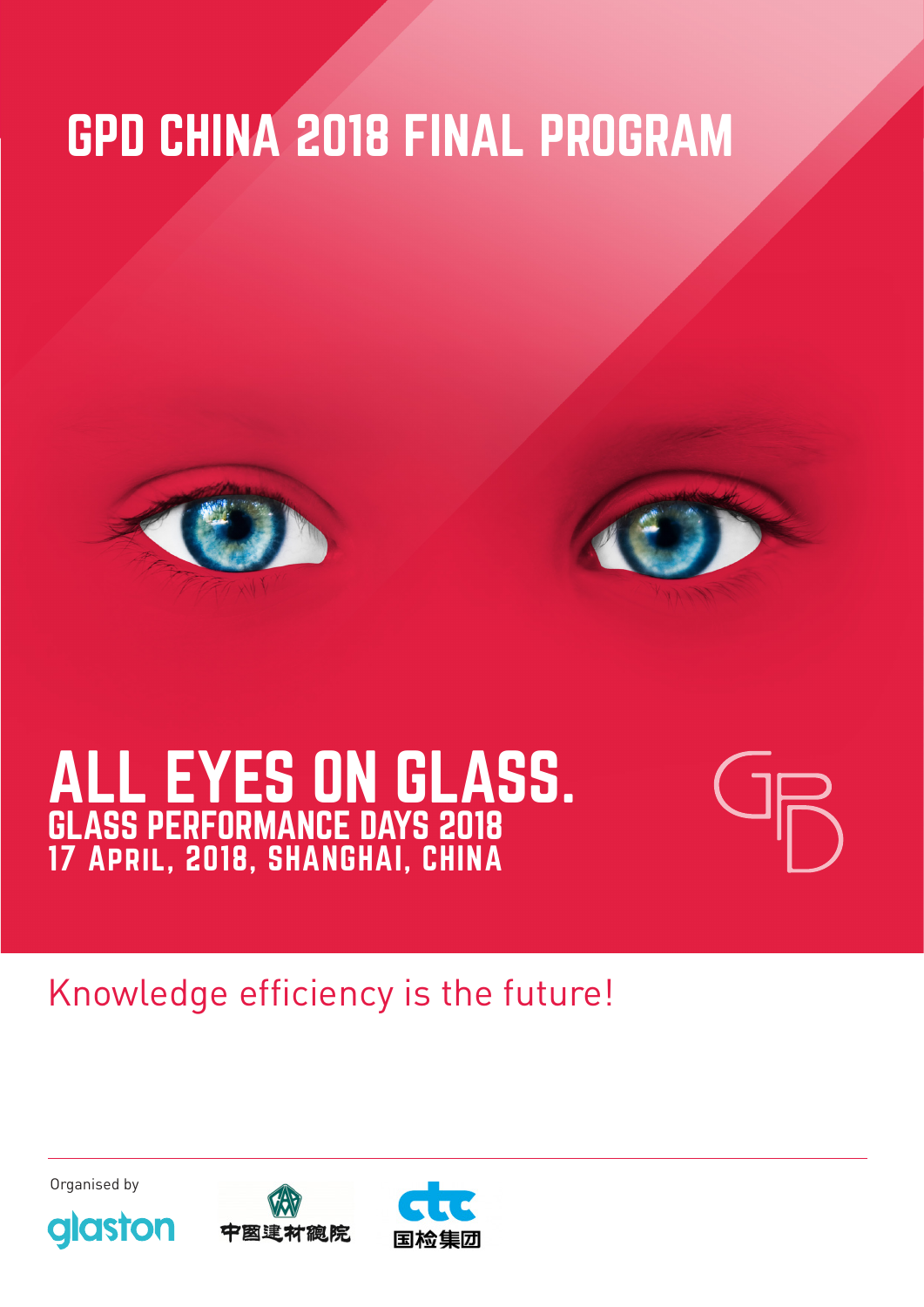# GPD CHINA 2018 FINAL PROGRAM

## ALL EYES ON GLASS.

### GLASS PERFORMANCE DAYS 2018

### 17 April, 2018, Shanghai, China

Knowledge efficiency is the future!

Organised by

glaston

中國建材總院

ctc 国检集团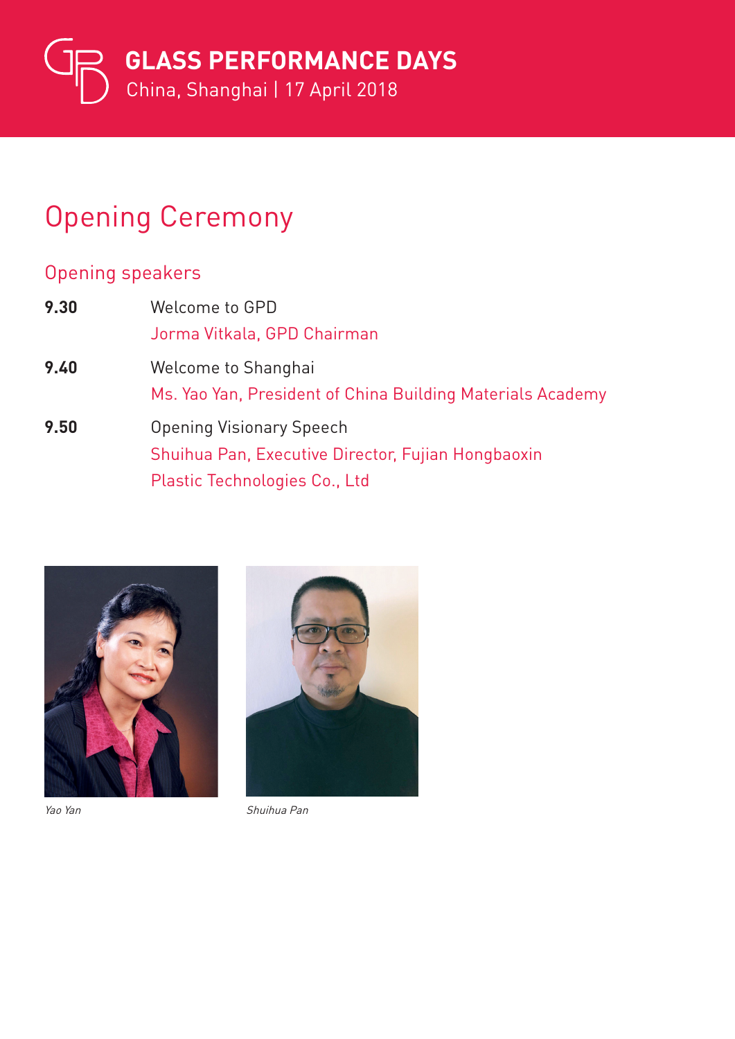# GLASS PERFORMANCE DAYS

China, Shanghai | 17 April 2018

## Opening Ceremony

### Opening speakers

**9.30** Welcome to GPD
Jorma Vitkala, GPD Chairman

**9.40** Welcome to Shanghai
Ms. Yao Yan, President of China Building Materials Academy

**9.50** Opening Visionary Speech
Shuihua Pan, Executive Director, Fujian Hongbaoxin Plastic Technologies Co., Ltd

*Yao Yan*

*Shuihua Pan*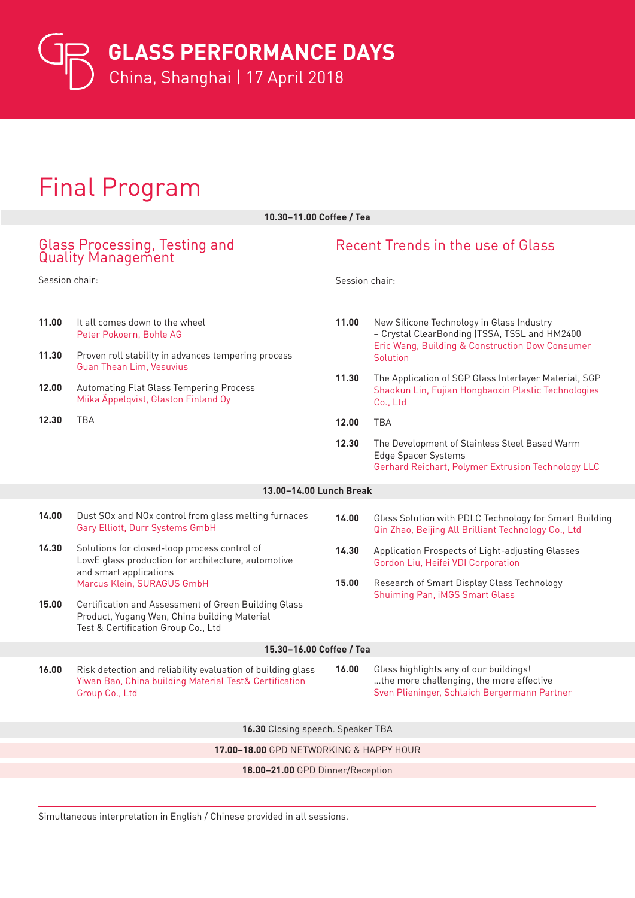# GLASS PERFORMANCE DAYS

China, Shanghai | 17 April 2018

## Final Program

**10.30–11.00 Coffee / Tea**

### Glass Processing, Testing and Quality Management

Session chair:

**11.00** It all comes down to the wheel
Peter Pokoern, Bohle AG

**11.30** Proven roll stability in advances tempering process
Guan Thean Lim, Vesuvius

**12.00** Automating Flat Glass Tempering Process
Miika Äppelqvist, Glaston Finland Oy

**12.30** TBA

### Recent Trends in the use of Glass

Session chair:

**11.00** New Silicone Technology in Glass Industry – Crystal ClearBonding (TSSA, TSSL and HM2400
Eric Wang, Building & Construction Dow Consumer Solution

**11.30** The Application of SGP Glass Interlayer Material, SGP
Shaokun Lin, Fujian Hongbaoxin Plastic Technologies Co., Ltd

**12.00** TBA

**12.30** The Development of Stainless Steel Based Warm Edge Spacer Systems
Gerhard Reichart, Polymer Extrusion Technology LLC

**13.00–14.00 Lunch Break**

**14.00** Dust SOx and NOx control from glass melting furnaces
Gary Elliott, Durr Systems GmbH

**14.30** Solutions for closed-loop process control of LowE glass production for architecture, automotive and smart applications
Marcus Klein, SURAGUS GmbH

**15.00** Certification and Assessment of Green Building Glass Product, Yugang Wen, China building Material Test & Certification Group Co., Ltd

**14.00** Glass Solution with PDLC Technology for Smart Building
Qin Zhao, Beijing All Brilliant Technology Co., Ltd

**14.30** Application Prospects of Light-adjusting Glasses
Gordon Liu, Heifei VDI Corporation

**15.00** Research of Smart Display Glass Technology
Shuiming Pan, iMGS Smart Glass

**15.30–16.00 Coffee / Tea**

**16.00** Risk detection and reliability evaluation of building glass
Yiwan Bao, China building Material Test& Certification Group Co., Ltd

**16.00** Glass highlights any of our buildings! ...the more challenging, the more effective
Sven Plieninger, Schlaich Bergermann Partner

**16.30** Closing speech. Speaker TBA

**17.00–18.00** GPD NETWORKING & HAPPY HOUR

**18.00–21.00** GPD Dinner/Reception

---

Simultaneous interpretation in English / Chinese provided in all sessions.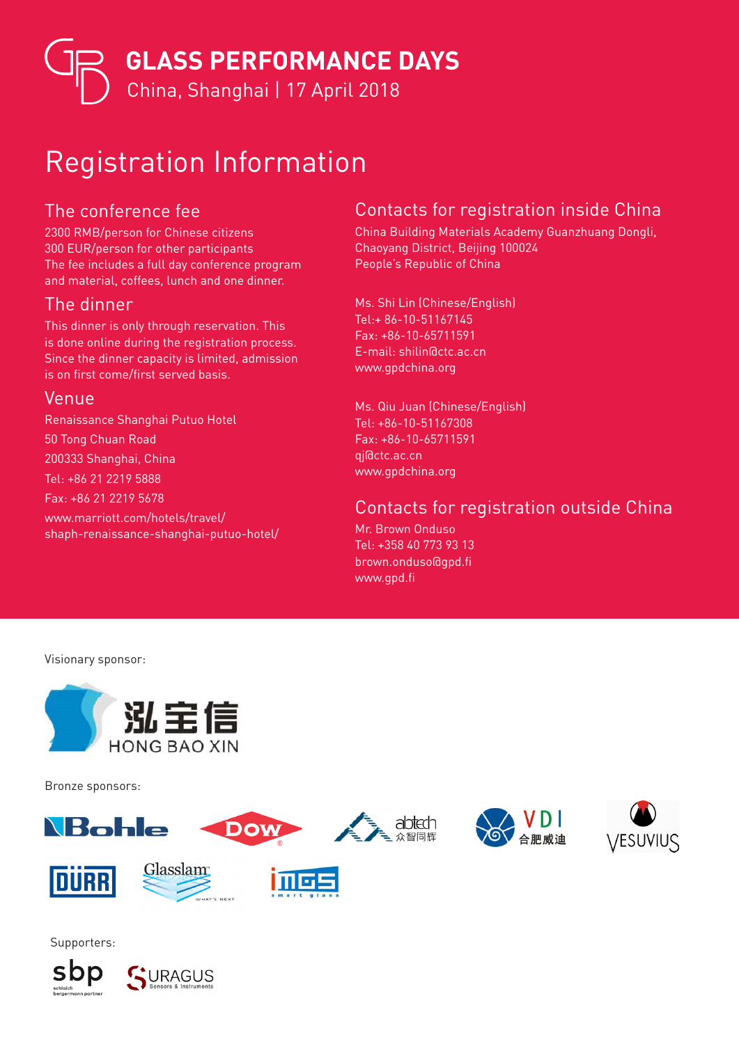# GLASS PERFORMANCE DAYS

China, Shanghai | 17 April 2018

## Registration Information

### The conference fee

2300 RMB/person for Chinese citizens
300 EUR/person for other participants
The fee includes a full day conference program and material, coffees, lunch and one dinner.

### The dinner

This dinner is only through reservation. This is done online during the registration process. Since the dinner capacity is limited, admission is on first come/first served basis.

### Venue

Renaissance Shanghai Putuo Hotel
50 Tong Chuan Road
200333 Shanghai, China
Tel: +86 21 2219 5888
Fax: +86 21 2219 5678
www.marriott.com/hotels/travel/shaph-renaissance-shanghai-putuo-hotel/

### Contacts for registration inside China

China Building Materials Academy Guanzhuang Dongli, Chaoyang District, Beijing 100024
People's Republic of China

Ms. Shi Lin (Chinese/English)
Tel:+ 86-10-51167145
Fax: +86-10-65711591
E-mail: shilin@ctc.ac.cn
www.gpdchina.org

Ms. Qiu Juan (Chinese/English)
Tel: +86-10-51167308
Fax: +86-10-65711591
qj@ctc.ac.cn
www.gpdchina.org

### Contacts for registration outside China

Mr. Brown Onduso
Tel: +358 40 773 93 13
brown.onduso@gpd.fi
www.gpd.fi

Visionary sponsor:

泓宝信 HONG BAO XIN

Bronze sponsors:

Bohle, DOW, abtech 众智同辉, VDI 合肥威迪, VESUVIUS, DÜRR, Glasslam, iMGS smart glass

Supporters:

sbp schlaich bergermann partner, SURAGUS Sensors & Instruments